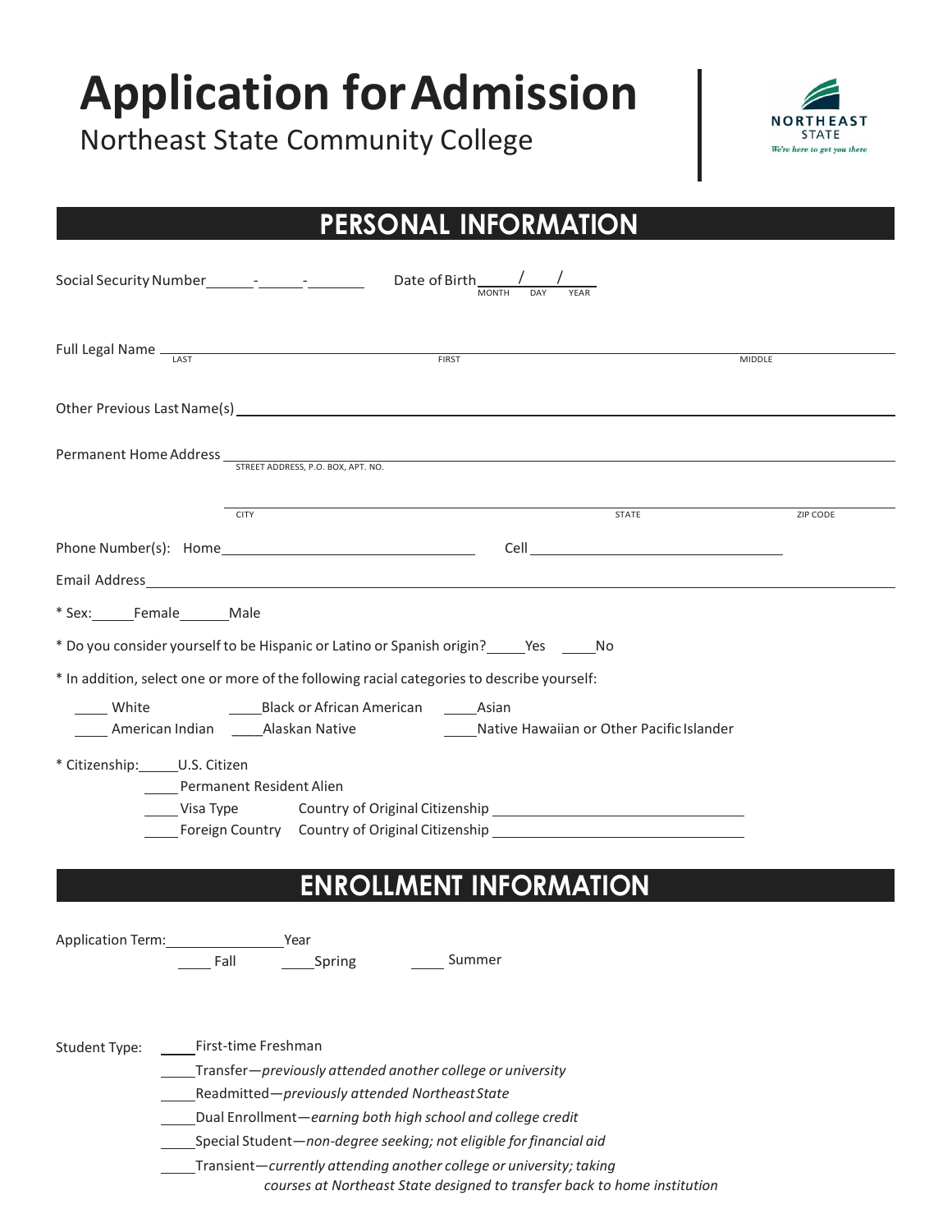# Application for Admission

Northeast State Community College

NORTHEAST STATE
*We're here to get you there*

## PERSONAL INFORMATION

Social Security Number ______-______-________ Date of Birth _____/_____/_____ (MONTH DAY YEAR)

Full Legal Name ______________________________________________ (LAST FIRST MIDDLE)

Other Previous Last Name(s) ______________________________________________

Permanent Home Address ______________________________________________ (STREET ADDRESS, P.O. BOX, APT. NO.)

______________________________________________ (CITY STATE ZIP CODE)

Phone Number(s): Home ______________________ Cell ______________________

Email Address ______________________________________________

* Sex: _____Female _____Male

* Do you consider yourself to be Hispanic or Latino or Spanish origin? _____Yes _____No

* In addition, select one or more of the following racial categories to describe yourself:

____ White ____Black or African American ____Asian
____ American Indian ____Alaskan Native ____Native Hawaiian or Other Pacific Islander

* Citizenship: _____U.S. Citizen
____Permanent Resident Alien
____Visa Type Country of Original Citizenship ______________________
____Foreign Country Country of Original Citizenship ______________________

## ENROLLMENT INFORMATION

Application Term: ______________ Year
____ Fall ____Spring ____ Summer

Student Type:
____First-time Freshman
____Transfer—*previously attended another college or university*
____Readmitted—*previously attended Northeast State*
____Dual Enrollment—*earning both high school and college credit*
____Special Student—*non-degree seeking; not eligible for financial aid*
____Transient—*currently attending another college or university; taking courses at Northeast State designed to transfer back to home institution*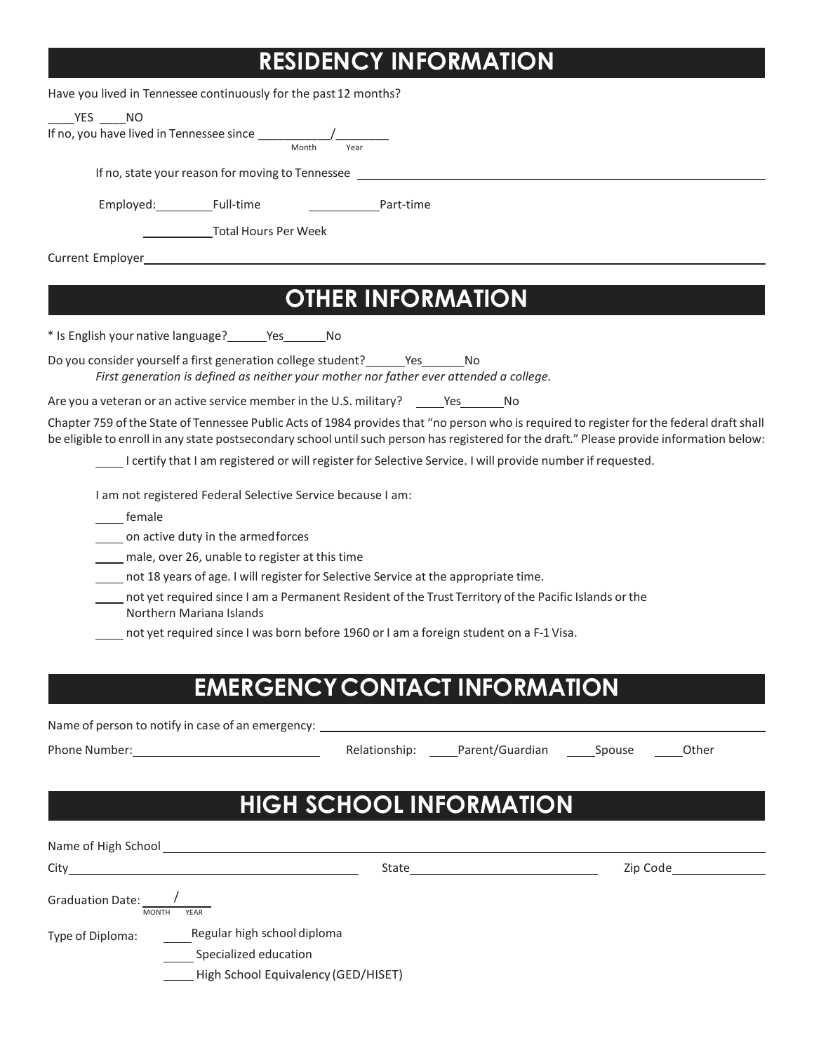## RESIDENCY INFORMATION

Have you lived in Tennessee continuously for the past 12 months?

____YES ____NO

If no, you have lived in Tennessee since __________/________
Month Year

If no, state your reason for moving to Tennessee ________________________________

Employed: ________Full-time ________Part-time

________Total Hours Per Week

Current Employer________________________________

## OTHER INFORMATION

* Is English your native language? ______Yes______No

Do you consider yourself a first generation college student? ______Yes______No

*First generation is defined as neither your mother nor father ever attended a college.*

Are you a veteran or an active service member in the U.S. military? ____Yes______No

Chapter 759 of the State of Tennessee Public Acts of 1984 provides that "no person who is required to register for the federal draft shall be eligible to enroll in any state postsecondary school until such person has registered for the draft." Please provide information below:

____ I certify that I am registered or will register for Selective Service. I will provide number if requested.

I am not registered Federal Selective Service because I am:

____ female

____ on active duty in the armed forces

____ male, over 26, unable to register at this time

____ not 18 years of age. I will register for Selective Service at the appropriate time.

____ not yet required since I am a Permanent Resident of the Trust Territory of the Pacific Islands or the Northern Mariana Islands

____ not yet required since I was born before 1960 or I am a foreign student on a F-1 Visa.

## EMERGENCY CONTACT INFORMATION

Name of person to notify in case of an emergency: ________________________________

Phone Number: ________________ Relationship: ____Parent/Guardian ____Spouse ____Other

## HIGH SCHOOL INFORMATION

Name of High School ________________________________

City________________ State________________ Zip Code________

Graduation Date: ____/____
MONTH YEAR

Type of Diploma: ____Regular high school diploma

____ Specialized education

____ High School Equivalency (GED/HISET)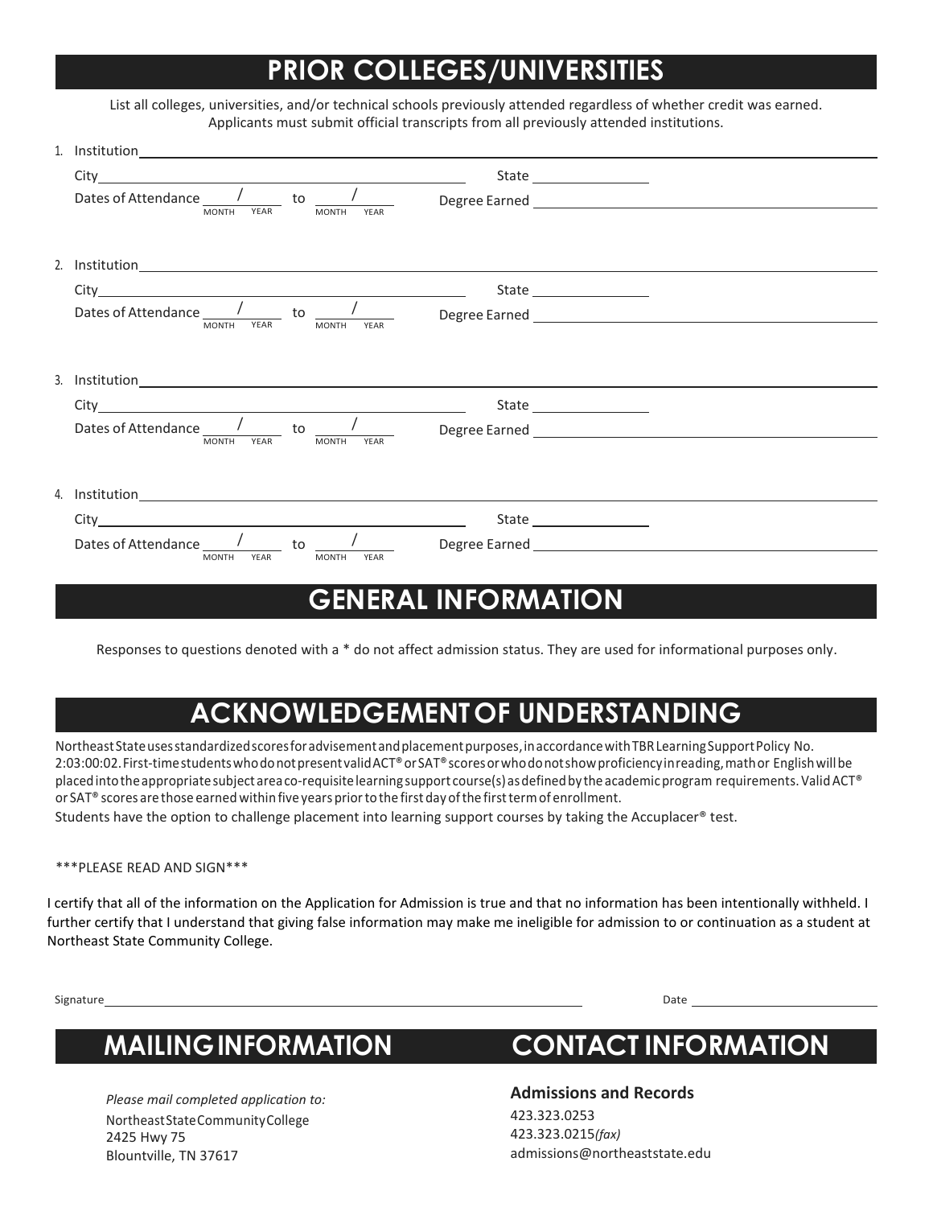## PRIOR COLLEGES/UNIVERSITIES

List all colleges, universities, and/or technical schools previously attended regardless of whether credit was earned. Applicants must submit official transcripts from all previously attended institutions.

1. Institution\_\_\_\_\_\_\_\_\_\_\_\_\_\_\_\_\_\_\_\_\_\_\_\_\_\_\_\_\_\_\_\_\_\_\_\_\_\_\_\_
   City\_\_\_\_\_\_\_\_\_\_\_\_\_\_\_\_\_\_\_\_ State \_\_\_\_\_\_\_\_
   Dates of Attendance \_\_\_/\_\_\_ (MONTH YEAR) to \_\_\_/\_\_\_ (MONTH YEAR) Degree Earned \_\_\_\_\_\_\_\_\_\_\_\_\_\_\_\_

2. Institution\_\_\_\_\_\_\_\_\_\_\_\_\_\_\_\_\_\_\_\_\_\_\_\_\_\_\_\_\_\_\_\_\_\_\_\_\_\_\_\_
   City\_\_\_\_\_\_\_\_\_\_\_\_\_\_\_\_\_\_\_\_ State \_\_\_\_\_\_\_\_
   Dates of Attendance \_\_\_/\_\_\_ (MONTH YEAR) to \_\_\_/\_\_\_ (MONTH YEAR) Degree Earned \_\_\_\_\_\_\_\_\_\_\_\_\_\_\_\_

3. Institution\_\_\_\_\_\_\_\_\_\_\_\_\_\_\_\_\_\_\_\_\_\_\_\_\_\_\_\_\_\_\_\_\_\_\_\_\_\_\_\_
   City\_\_\_\_\_\_\_\_\_\_\_\_\_\_\_\_\_\_\_\_ State \_\_\_\_\_\_\_\_
   Dates of Attendance \_\_\_/\_\_\_ (MONTH YEAR) to \_\_\_/\_\_\_ (MONTH YEAR) Degree Earned \_\_\_\_\_\_\_\_\_\_\_\_\_\_\_\_

4. Institution\_\_\_\_\_\_\_\_\_\_\_\_\_\_\_\_\_\_\_\_\_\_\_\_\_\_\_\_\_\_\_\_\_\_\_\_\_\_\_\_
   City\_\_\_\_\_\_\_\_\_\_\_\_\_\_\_\_\_\_\_\_ State \_\_\_\_\_\_\_\_
   Dates of Attendance \_\_\_/\_\_\_ (MONTH YEAR) to \_\_\_/\_\_\_ (MONTH YEAR) Degree Earned \_\_\_\_\_\_\_\_\_\_\_\_\_\_\_\_

## GENERAL INFORMATION

Responses to questions denoted with a * do not affect admission status. They are used for informational purposes only.

## ACKNOWLEDGEMENT OF UNDERSTANDING

Northeast State uses standardized scores for advisement and placement purposes, in accordance with TBR Learning Support Policy No. 2:03:00:02. First-time students who do not present valid ACT® or SAT® scores or who do not show proficiency in reading, math or English will be placed into the appropriate subject area co-requisite learning support course(s) as defined by the academic program requirements. Valid ACT® or SAT® scores are those earned within five years prior to the first day of the first term of enrollment.

Students have the option to challenge placement into learning support courses by taking the Accuplacer® test.

***PLEASE READ AND SIGN***

I certify that all of the information on the Application for Admission is true and that no information has been intentionally withheld. I further certify that I understand that giving false information may make me ineligible for admission to or continuation as a student at Northeast State Community College.

Signature\_\_\_\_\_\_\_\_\_\_\_\_\_\_\_\_\_\_\_\_\_\_\_\_\_\_\_\_\_\_\_\_ Date \_\_\_\_\_\_\_\_\_\_\_\_\_\_

## MAILING INFORMATION

*Please mail completed application to:*

Northeast State Community College
2425 Hwy 75
Blountville, TN 37617

## CONTACT INFORMATION

**Admissions and Records**

423.323.0253
423.323.0215 *(fax)*
admissions@northeaststate.edu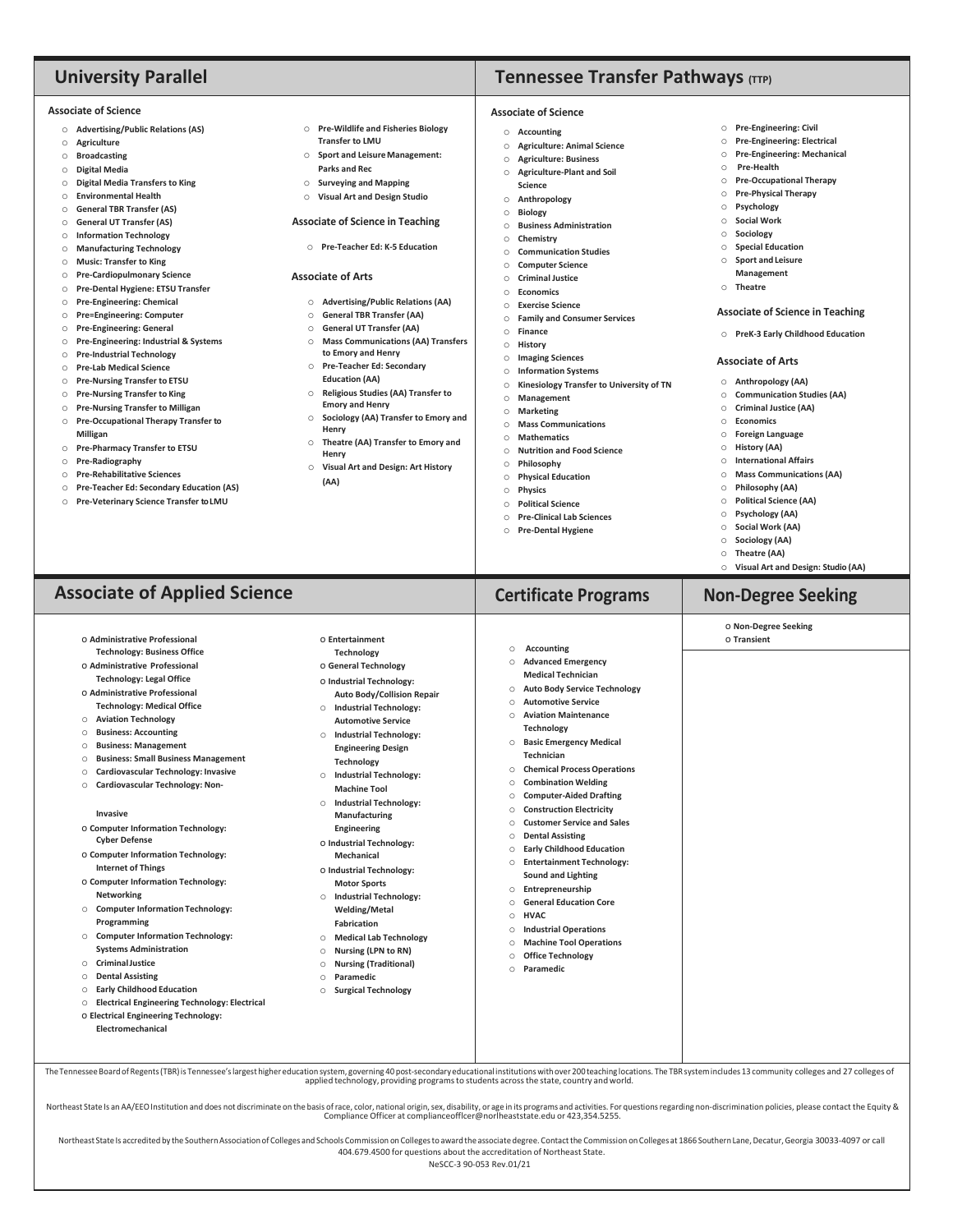## University Parallel

### Associate of Science

- Advertising/Public Relations (AS)
- Agriculture
- Broadcasting
- Digital Media
- Digital Media Transfers to King
- Environmental Health
- General TBR Transfer (AS)
- General UT Transfer (AS)
- Information Technology
- Manufacturing Technology
- Music: Transfer to King
- Pre-Cardiopulmonary Science
- Pre-Dental Hygiene: ETSU Transfer
- Pre-Engineering: Chemical
- Pre=Engineering: Computer
- Pre-Engineering: General
- Pre-Engineering: Industrial & Systems
- Pre-Industrial Technology
- Pre-Lab Medical Science
- Pre-Nursing Transfer to ETSU
- Pre-Nursing Transfer to King
- Pre-Nursing Transfer to Milligan
- Pre-Occupational Therapy Transfer to Milligan
- Pre-Pharmacy Transfer to ETSU
- Pre-Radiography
- Pre-Rehabilitative Sciences
- Pre-Teacher Ed: Secondary Education (AS)
- Pre-Veterinary Science Transfer to LMU
- Pre-Wildlife and Fisheries Biology Transfer to LMU
- Sport and Leisure Management: Parks and Rec
- Surveying and Mapping
- Visual Art and Design Studio

### Associate of Science in Teaching

- Pre-Teacher Ed: K-5 Education

### Associate of Arts

- Advertising/Public Relations (AA)
- General TBR Transfer (AA)
- General UT Transfer (AA)
- Mass Communications (AA) Transfers to Emory and Henry
- Pre-Teacher Ed: Secondary Education (AA)
- Religious Studies (AA) Transfer to Emory and Henry
- Sociology (AA) Transfer to Emory and Henry
- Theatre (AA) Transfer to Emory and Henry
- Visual Art and Design: Art History (AA)

## Tennessee Transfer Pathways (TTP)

### Associate of Science

- Accounting
- Agriculture: Animal Science
- Agriculture: Business
- Agriculture-Plant and Soil Science
- Anthropology
- Biology
- Business Administration
- Chemistry
- Communication Studies
- Computer Science
- Criminal Justice
- Economics
- Exercise Science
- Family and Consumer Services
- Finance
- History
- Imaging Sciences
- Information Systems
- Kinesiology Transfer to University of TN
- Management
- Marketing
- Mass Communications
- Mathematics
- Nutrition and Food Science
- Philosophy
- Physical Education
- Physics
- Political Science
- Pre-Clinical Lab Sciences
- Pre-Dental Hygiene
- Pre-Engineering: Civil
- Pre-Engineering: Electrical
- Pre-Engineering: Mechanical
- Pre-Health
- Pre-Occupational Therapy
- Pre-Physical Therapy
- Psychology
- Social Work
- Sociology
- Special Education
- Sport and Leisure Management
- Theatre

### Associate of Science in Teaching

- PreK-3 Early Childhood Education

### Associate of Arts

- Anthropology (AA)
- Communication Studies (AA)
- Criminal Justice (AA)
- Economics
- Foreign Language
- History (AA)
- International Affairs
- Mass Communications (AA)
- Philosophy (AA)
- Political Science (AA)
- Psychology (AA)
- Social Work (AA)
- Sociology (AA)
- Theatre (AA)
- Visual Art and Design: Studio (AA)

## Associate of Applied Science

- Administrative Professional Technology: Business Office
- Administrative Professional Technology: Legal Office
- Administrative Professional Technology: Medical Office
- Aviation Technology
- Business: Accounting
- Business: Management
- Business: Small Business Management
- Cardiovascular Technology: Invasive
- Cardiovascular Technology: Non-Invasive
- Computer Information Technology: Cyber Defense
- Computer Information Technology: Internet of Things
- Computer Information Technology: Networking
- Computer Information Technology: Programming
- Computer Information Technology: Systems Administration
- Criminal Justice
- Dental Assisting
- Early Childhood Education
- Electrical Engineering Technology: Electrical
- Electrical Engineering Technology: Electromechanical
- Entertainment Technology
- General Technology
- Industrial Technology: Auto Body/Collision Repair
- Industrial Technology: Automotive Service
- Industrial Technology: Engineering Design Technology
- Industrial Technology: Machine Tool
- Industrial Technology: Manufacturing Engineering
- Industrial Technology: Mechanical
- Industrial Technology: Motor Sports
- Industrial Technology: Welding/Metal Fabrication
- Medical Lab Technology
- Nursing (LPN to RN)
- Nursing (Traditional)
- Paramedic
- Surgical Technology

## Certificate Programs

- Accounting
- Advanced Emergency Medical Technician
- Auto Body Service Technology
- Automotive Service
- Aviation Maintenance Technology
- Basic Emergency Medical Technician
- Chemical Process Operations
- Combination Welding
- Computer-Aided Drafting
- Construction Electricity
- Customer Service and Sales
- Dental Assisting
- Early Childhood Education
- Entertainment Technology: Sound and Lighting
- Entrepreneurship
- General Education Core
- HVAC
- Industrial Operations
- Machine Tool Operations
- Office Technology
- Paramedic

## Non-Degree Seeking

- Non-Degree Seeking
- Transient

The Tennessee Board of Regents (TBR) is Tennessee's largest higher education system, governing 40 post-secondary educational institutions with over 200 teaching locations. The TBR system includes 13 community colleges and 27 colleges of applied technology, providing programs to students across the state, country and world.

Northeast State Is an AA/EEO Institution and does not discriminate on the basis of race, color, national origin, sex, disability, or age in its programs and activities. For questions regarding non-discrimination policies, please contact the Equity & Compliance Officer at complianceofflcer@norlheaststate.edu or 423,354.5255.

Northeast State Is accredited by the Southern Association of Colleges and Schools Commission on Colleges to award the associate degree. Contact the Commission on Colleges at 1866 Southern Lane, Decatur, Georgia 30033-4097 or call 404.679.4500 for questions about the accreditation of Northeast State.

NeSCC-3 90-053 Rev.01/21